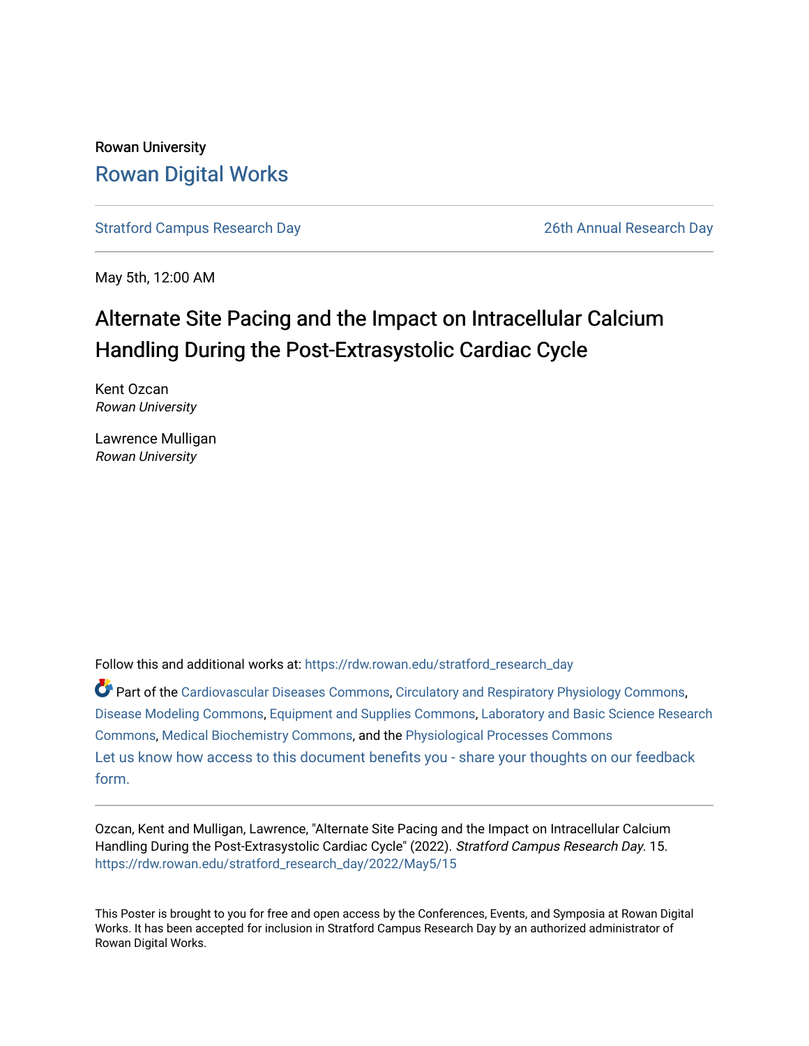Rowan University

# Rowan Digital Works

Stratford Campus Research Day | 26th Annual Research Day

May 5th, 12:00 AM

## Alternate Site Pacing and the Impact on Intracellular Calcium Handling During the Post-Extrasystolic Cardiac Cycle

Kent Ozcan
*Rowan University*

Lawrence Mulligan
*Rowan University*

Follow this and additional works at: https://rdw.rowan.edu/stratford_research_day

Part of the Cardiovascular Diseases Commons, Circulatory and Respiratory Physiology Commons, Disease Modeling Commons, Equipment and Supplies Commons, Laboratory and Basic Science Research Commons, Medical Biochemistry Commons, and the Physiological Processes Commons

Let us know how access to this document benefits you - share your thoughts on our feedback form.

Ozcan, Kent and Mulligan, Lawrence, "Alternate Site Pacing and the Impact on Intracellular Calcium Handling During the Post-Extrasystolic Cardiac Cycle" (2022). *Stratford Campus Research Day*. 15.
https://rdw.rowan.edu/stratford_research_day/2022/May5/15

This Poster is brought to you for free and open access by the Conferences, Events, and Symposia at Rowan Digital Works. It has been accepted for inclusion in Stratford Campus Research Day by an authorized administrator of Rowan Digital Works.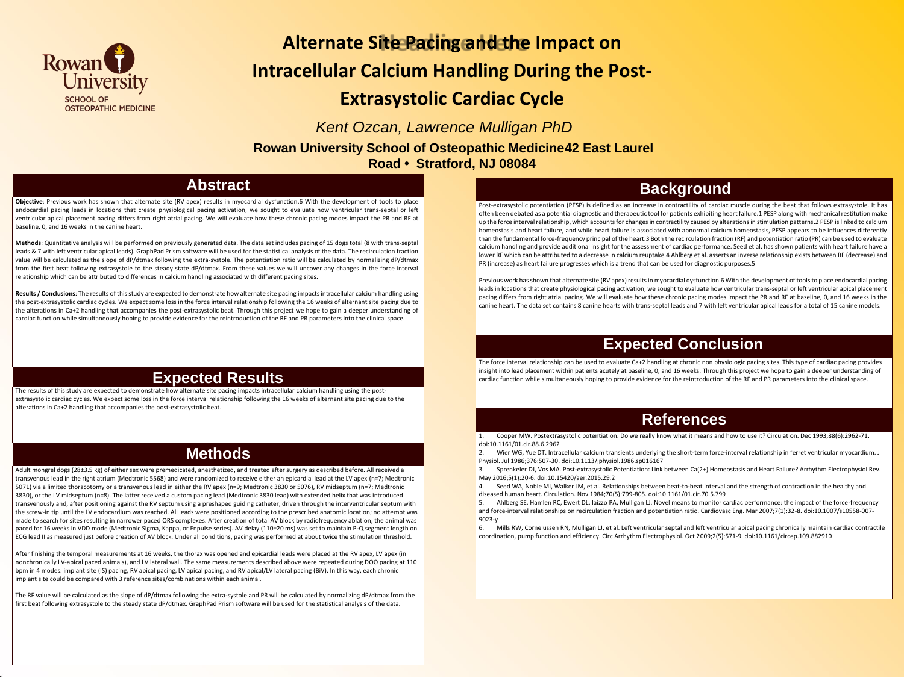# Alternate Site Pacing and the Impact on Intracellular Calcium Handling During the Post-Extrasystolic Cardiac Cycle

*Kent Ozcan, Lawrence Mulligan PhD*

**Rowan University School of Osteopathic Medicine42 East Laurel Road • Stratford, NJ 08084**

## Abstract

**Objective**: Previous work has shown that alternate site (RV apex) results in myocardial dysfunction.6 With the development of tools to place endocardial pacing leads in locations that create physiological pacing activation, we sought to evaluate how ventricular trans-septal or left ventricular apical placement pacing differs from right atrial pacing. We will evaluate how these chronic pacing modes impact the PR and RF at baseline, 0, and 16 weeks in the canine heart.

**Methods**: Quantitative analysis will be performed on previously generated data. The data set includes pacing of 15 dogs total (8 with trans-septal leads & 7 with left ventricular apical leads). GraphPad Prism software will be used for the statistical analysis of the data. The recirculation fraction value will be calculated as the slope of dP/dtmax following the extra-systole. The potentiation ratio will be calculated by normalizing dP/dtmax from the first beat following extrasystole to the steady state dP/dtmax. From these values we will uncover any changes in the force interval relationship which can be attributed to differences in calcium handling associated with different pacing sites.

**Results / Conclusions**: The results of this study are expected to demonstrate how alternate site pacing impacts intracellular calcium handling using the post-extrasystolic cardiac cycles. We expect some loss in the force interval relationship following the 16 weeks of alternant site pacing due to the alterations in Ca+2 handling that accompanies the post-extrasystolic beat. Through this project we hope to gain a deeper understanding of cardiac function while simultaneously hoping to provide evidence for the reintroduction of the RF and PR parameters into the clinical space.

## Expected Results

The results of this study are expected to demonstrate how alternate site pacing impacts intracellular calcium handling using the post-extrasystolic cardiac cycles. We expect some loss in the force interval relationship following the 16 weeks of alternant site pacing due to the alterations in Ca+2 handling that accompanies the post-extrasystolic beat.

## Methods

Adult mongrel dogs (28±3.5 kg) of either sex were premedicated, anesthetized, and treated after surgery as described before. All received a transvenous lead in the right atrium (Medtronic 5568) and were randomized to receive either an epicardial lead at the LV apex (n=7; Medtronic 5071) via a limited thoracotomy or a transvenous lead in either the RV apex (n=9; Medtronic 3830 or 5076), RV midseptum (n=7; Medtronic 3830), or the LV midseptum (n=8). The latter received a custom pacing lead (Medtronic 3830 lead) with extended helix that was introduced transvenously and, after positioning against the RV septum using a preshaped guiding catheter, driven through the interventricular septum with the screw-in tip until the LV endocardium was reached. All leads were positioned according to the prescribed anatomic location; no attempt was made to search for sites resulting in narrower paced QRS complexes. After creation of total AV block by radiofrequency ablation, the animal was paced for 16 weeks in VDD mode (Medtronic Sigma, Kappa, or Enpulse series). AV delay (110±20 ms) was set to maintain P-Q segment length on ECG lead II as measured just before creation of AV block. Under all conditions, pacing was performed at about twice the stimulation threshold.

After finishing the temporal measurements at 16 weeks, the thorax was opened and epicardial leads were placed at the RV apex, LV apex (in nonchronically LV-apical paced animals), and LV lateral wall. The same measurements described above were repeated during DOO pacing at 110 bpm in 4 modes: implant site (IS) pacing, RV apical pacing, LV apical pacing, and RV apical/LV lateral pacing (BiV). In this way, each chronic implant site could be compared with 3 reference sites/combinations within each animal.

The RF value will be calculated as the slope of dP/dtmax following the extra-systole and PR will be calculated by normalizing dP/dtmax from the first beat following extrasystole to the steady state dP/dtmax. GraphPad Prism software will be used for the statistical analysis of the data.

## Background

Post-extrasystolic potentiation (PESP) is defined as an increase in contractility of cardiac muscle during the beat that follows extrasystole. It has often been debated as a potential diagnostic and therapeutic tool for patients exhibiting heart failure.1 PESP along with mechanical restitution make up the force interval relationship, which accounts for changes in contractility caused by alterations in stimulation patterns.2 PESP is linked to calcium homeostasis and heart failure, and while heart failure is associated with abnormal calcium homeostasis, PESP appears to be influences differently than the fundamental force-frequency principal of the heart.3 Both the recirculation fraction (RF) and potentiation ratio (PR) can be used to evaluate calcium handling and provide additional insight for the assessment of cardiac performance. Seed et al. has shown patients with heart failure have a lower RF which can be attributed to a decrease in calcium reuptake.4 Ahlberg et al. asserts an inverse relationship exists between RF (decrease) and PR (increase) as heart failure progresses which is a trend that can be used for diagnostic purposes.5

Previous work has shown that alternate site (RV apex) results in myocardial dysfunction.6 With the development of tools to place endocardial pacing leads in locations that create physiological pacing activation, we sought to evaluate how ventricular trans-septal or left ventricular apical placement pacing differs from right atrial pacing. We will evaluate how these chronic pacing modes impact the PR and RF at baseline, 0, and 16 weeks in the canine heart. The data set contains 8 canine hearts with trans-septal leads and 7 with left ventricular apical leads for a total of 15 canine models.

## Expected Conclusion

The force interval relationship can be used to evaluate Ca+2 handling at chronic non physiologic pacing sites. This type of cardiac pacing provides insight into lead placement within patients acutely at baseline, 0, and 16 weeks. Through this project we hope to gain a deeper understanding of cardiac function while simultaneously hoping to provide evidence for the reintroduction of the RF and PR parameters into the clinical space.

## References

1. Cooper MW. Postextrasystolic potentiation. Do we really know what it means and how to use it? Circulation. Dec 1993;88(6):2962-71. doi:10.1161/01.cir.88.6.2962
2. Wier WG, Yue DT. Intracellular calcium transients underlying the short-term force-interval relationship in ferret ventricular myocardium. J Physiol. Jul 1986;376:507-30. doi:10.1113/jphysiol.1986.sp016167
3. Sprenkeler DJ, Vos MA. Post-extrasystolic Potentiation: Link between Ca(2+) Homeostasis and Heart Failure? Arrhythm Electrophysiol Rev. May 2016;5(1):20-6. doi:10.15420/aer.2015.29.2
4. Seed WA, Noble MI, Walker JM, et al. Relationships between beat-to-beat interval and the strength of contraction in the healthy and diseased human heart. Circulation. Nov 1984;70(5):799-805. doi:10.1161/01.cir.70.5.799
5. Ahlberg SE, Hamlen RC, Ewert DL, Iaizzo PA, Mulligan LJ. Novel means to monitor cardiac performance: the impact of the force-frequency and force-interval relationships on recirculation fraction and potentiation ratio. Cardiovasc Eng. Mar 2007;7(1):32-8. doi:10.1007/s10558-007-9023-y
6. Mills RW, Cornelussen RN, Mulligan LJ, et al. Left ventricular septal and left ventricular apical pacing chronically maintain cardiac contractile coordination, pump function and efficiency. Circ Arrhythm Electrophysiol. Oct 2009;2(5):571-9. doi:10.1161/circep.109.882910